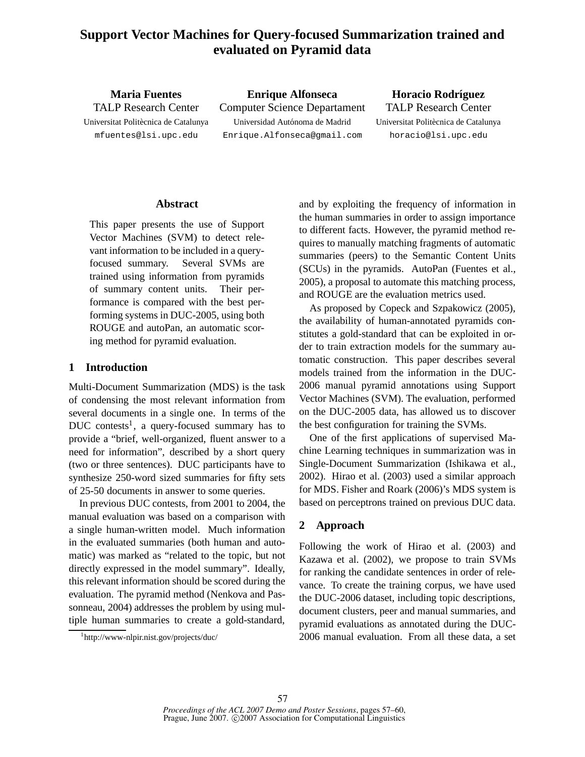# Support Vector Machines for Query-focused Summarization trained and evaluated on Pyramid data

**Maria Fuentes**
TALP Research Center
Universitat Politècnica de Catalunya
mfuentes@lsi.upc.edu

**Enrique Alfonseca**
Computer Science Departament
Universidad Autónoma de Madrid
Enrique.Alfonseca@gmail.com

**Horacio Rodríguez**
TALP Research Center
Universitat Politècnica de Catalunya
horacio@lsi.upc.edu

## Abstract

This paper presents the use of Support Vector Machines (SVM) to detect relevant information to be included in a query-focused summary. Several SVMs are trained using information from pyramids of summary content units. Their performance is compared with the best performing systems in DUC-2005, using both ROUGE and autoPan, an automatic scoring method for pyramid evaluation.

## 1 Introduction

Multi-Document Summarization (MDS) is the task of condensing the most relevant information from several documents in a single one. In terms of the DUC contests[1], a query-focused summary has to provide a "brief, well-organized, fluent answer to a need for information", described by a short query (two or three sentences). DUC participants have to synthesize 250-word sized summaries for fifty sets of 25-50 documents in answer to some queries.

In previous DUC contests, from 2001 to 2004, the manual evaluation was based on a comparison with a single human-written model. Much information in the evaluated summaries (both human and automatic) was marked as "related to the topic, but not directly expressed in the model summary". Ideally, this relevant information should be scored during the evaluation. The pyramid method (Nenkova and Passonneau, 2004) addresses the problem by using multiple human summaries to create a gold-standard, and by exploiting the frequency of information in the human summaries in order to assign importance to different facts. However, the pyramid method requires to manually matching fragments of automatic summaries (peers) to the Semantic Content Units (SCUs) in the pyramids. AutoPan (Fuentes et al., 2005), a proposal to automate this matching process, and ROUGE are the evaluation metrics used.

As proposed by Copeck and Szpakowicz (2005), the availability of human-annotated pyramids constitutes a gold-standard that can be exploited in order to train extraction models for the summary automatic construction. This paper describes several models trained from the information in the DUC-2006 manual pyramid annotations using Support Vector Machines (SVM). The evaluation, performed on the DUC-2005 data, has allowed us to discover the best configuration for training the SVMs.

One of the first applications of supervised Machine Learning techniques in summarization was in Single-Document Summarization (Ishikawa et al., 2002). Hirao et al. (2003) used a similar approach for MDS. Fisher and Roark (2006)'s MDS system is based on perceptrons trained on previous DUC data.

## 2 Approach

Following the work of Hirao et al. (2003) and Kazawa et al. (2002), we propose to train SVMs for ranking the candidate sentences in order of relevance. To create the training corpus, we have used the DUC-2006 dataset, including topic descriptions, document clusters, peer and manual summaries, and pyramid evaluations as annotated during the DUC-2006 manual evaluation. From all these data, a set

[1] http://www-nlpir.nist.gov/projects/duc/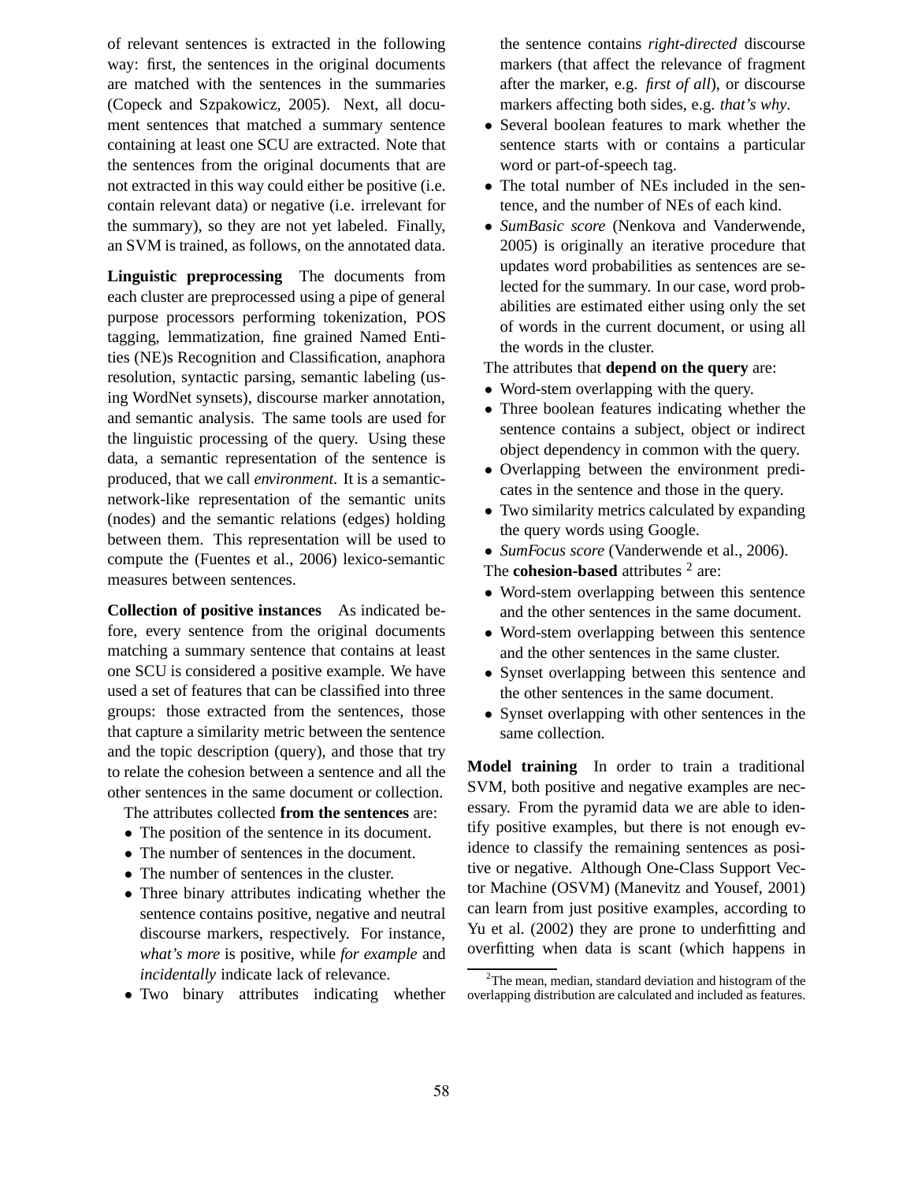of relevant sentences is extracted in the following way: first, the sentences in the original documents are matched with the sentences in the summaries (Copeck and Szpakowicz, 2005). Next, all document sentences that matched a summary sentence containing at least one SCU are extracted. Note that the sentences from the original documents that are not extracted in this way could either be positive (i.e. contain relevant data) or negative (i.e. irrelevant for the summary), so they are not yet labeled. Finally, an SVM is trained, as follows, on the annotated data.

**Linguistic preprocessing** The documents from each cluster are preprocessed using a pipe of general purpose processors performing tokenization, POS tagging, lemmatization, fine grained Named Entities (NE)s Recognition and Classification, anaphora resolution, syntactic parsing, semantic labeling (using WordNet synsets), discourse marker annotation, and semantic analysis. The same tools are used for the linguistic processing of the query. Using these data, a semantic representation of the sentence is produced, that we call *environment*. It is a semantic-network-like representation of the semantic units (nodes) and the semantic relations (edges) holding between them. This representation will be used to compute the (Fuentes et al., 2006) lexico-semantic measures between sentences.

**Collection of positive instances** As indicated before, every sentence from the original documents matching a summary sentence that contains at least one SCU is considered a positive example. We have used a set of features that can be classified into three groups: those extracted from the sentences, those that capture a similarity metric between the sentence and the topic description (query), and those that try to relate the cohesion between a sentence and all the other sentences in the same document or collection.

The attributes collected **from the sentences** are:

- The position of the sentence in its document.
- The number of sentences in the document.
- The number of sentences in the cluster.
- Three binary attributes indicating whether the sentence contains positive, negative and neutral discourse markers, respectively. For instance, *what's more* is positive, while *for example* and *incidentally* indicate lack of relevance.
- Two binary attributes indicating whether the sentence contains *right-directed* discourse markers (that affect the relevance of fragment after the marker, e.g. *first of all*), or discourse markers affecting both sides, e.g. *that's why*.
- Several boolean features to mark whether the sentence starts with or contains a particular word or part-of-speech tag.
- The total number of NEs included in the sentence, and the number of NEs of each kind.
- *SumBasic score* (Nenkova and Vanderwende, 2005) is originally an iterative procedure that updates word probabilities as sentences are selected for the summary. In our case, word probabilities are estimated either using only the set of words in the current document, or using all the words in the cluster.

The attributes that **depend on the query** are:

- Word-stem overlapping with the query.
- Three boolean features indicating whether the sentence contains a subject, object or indirect object dependency in common with the query.
- Overlapping between the environment predicates in the sentence and those in the query.
- Two similarity metrics calculated by expanding the query words using Google.
- *SumFocus score* (Vanderwende et al., 2006).

The **cohesion-based** attributes [2] are:

- Word-stem overlapping between this sentence and the other sentences in the same document.
- Word-stem overlapping between this sentence and the other sentences in the same cluster.
- Synset overlapping between this sentence and the other sentences in the same document.
- Synset overlapping with other sentences in the same collection.

**Model training** In order to train a traditional SVM, both positive and negative examples are necessary. From the pyramid data we are able to identify positive examples, but there is not enough evidence to classify the remaining sentences as positive or negative. Although One-Class Support Vector Machine (OSVM) (Manevitz and Yousef, 2001) can learn from just positive examples, according to Yu et al. (2002) they are prone to underfitting and overfitting when data is scant (which happens in

[2] The mean, median, standard deviation and histogram of the overlapping distribution are calculated and included as features.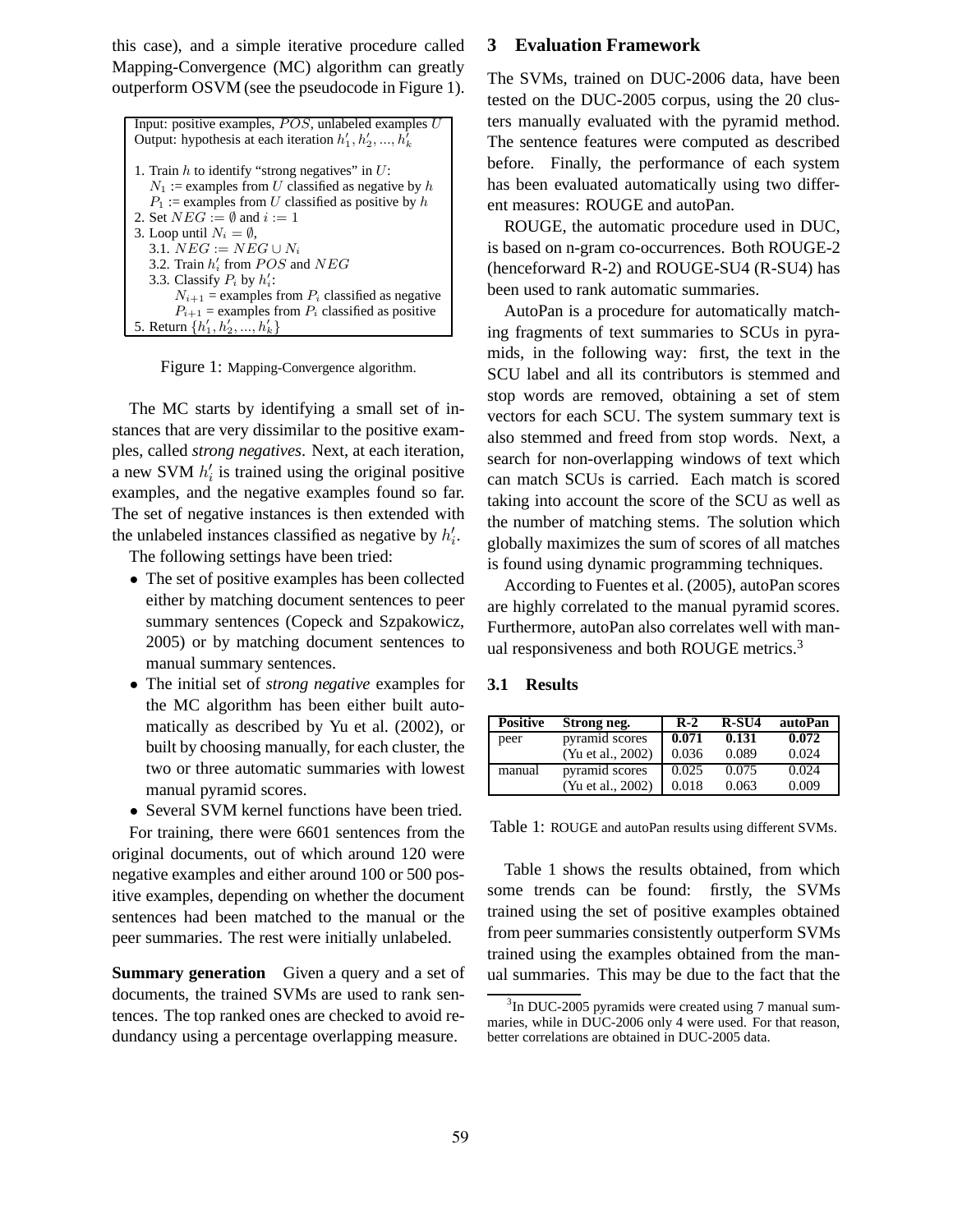this case), and a simple iterative procedure called Mapping-Convergence (MC) algorithm can greatly outperform OSVM (see the pseudocode in Figure 1).

```
Input: positive examples, POS, unlabeled examples U
Output: hypothesis at each iteration h'_1, h'_2, ..., h'_k

1. Train h to identify "strong negatives" in U:
   N_1 := examples from U classified as negative by h
   P_1 := examples from U classified as positive by h
2. Set NEG := ∅ and i := 1
3. Loop until N_i = ∅,
   3.1. NEG := NEG ∪ N_i
   3.2. Train h'_i from POS and NEG
   3.3. Classify P_i by h'_i:
        N_{i+1} = examples from P_i classified as negative
        P_{i+1} = examples from P_i classified as positive
5. Return {h'_1, h'_2, ..., h'_k}
```

Figure 1: Mapping-Convergence algorithm.

The MC starts by identifying a small set of instances that are very dissimilar to the positive examples, called *strong negatives*. Next, at each iteration, a new SVM $h'_i$ is trained using the original positive examples, and the negative examples found so far. The set of negative instances is then extended with the unlabeled instances classified as negative by $h'_i$.

The following settings have been tried:

- The set of positive examples has been collected either by matching document sentences to peer summary sentences (Copeck and Szpakowicz, 2005) or by matching document sentences to manual summary sentences.
- The initial set of *strong negative* examples for the MC algorithm has been either built automatically as described by Yu et al. (2002), or built by choosing manually, for each cluster, the two or three automatic summaries with lowest manual pyramid scores.
- Several SVM kernel functions have been tried.

For training, there were 6601 sentences from the original documents, out of which around 120 were negative examples and either around 100 or 500 positive examples, depending on whether the document sentences had been matched to the manual or the peer summaries. The rest were initially unlabeled.

**Summary generation** Given a query and a set of documents, the trained SVMs are used to rank sentences. The top ranked ones are checked to avoid redundancy using a percentage overlapping measure.

## 3 Evaluation Framework

The SVMs, trained on DUC-2006 data, have been tested on the DUC-2005 corpus, using the 20 clusters manually evaluated with the pyramid method. The sentence features were computed as described before. Finally, the performance of each system has been evaluated automatically using two different measures: ROUGE and autoPan.

ROUGE, the automatic procedure used in DUC, is based on n-gram co-occurrences. Both ROUGE-2 (henceforward R-2) and ROUGE-SU4 (R-SU4) has been used to rank automatic summaries.

AutoPan is a procedure for automatically matching fragments of text summaries to SCUs in pyramids, in the following way: first, the text in the SCU label and all its contributors is stemmed and stop words are removed, obtaining a set of stem vectors for each SCU. The system summary text is also stemmed and freed from stop words. Next, a search for non-overlapping windows of text which can match SCUs is carried. Each match is scored taking into account the score of the SCU as well as the number of matching stems. The solution which globally maximizes the sum of scores of all matches is found using dynamic programming techniques.

According to Fuentes et al. (2005), autoPan scores are highly correlated to the manual pyramid scores. Furthermore, autoPan also correlates well with manual responsiveness and both ROUGE metrics.[3]

### 3.1 Results

| Positive | Strong neg. | R-2 | R-SU4 | autoPan |
|---|---|---|---|---|
| peer | pyramid scores | **0.071** | **0.131** | **0.072** |
| | (Yu et al., 2002) | 0.036 | 0.089 | 0.024 |
| manual | pyramid scores | 0.025 | 0.075 | 0.024 |
| | (Yu et al., 2002) | 0.018 | 0.063 | 0.009 |

Table 1: ROUGE and autoPan results using different SVMs.

Table 1 shows the results obtained, from which some trends can be found: firstly, the SVMs trained using the set of positive examples obtained from peer summaries consistently outperform SVMs trained using the examples obtained from the manual summaries. This may be due to the fact that the

[3] In DUC-2005 pyramids were created using 7 manual summaries, while in DUC-2006 only 4 were used. For that reason, better correlations are obtained in DUC-2005 data.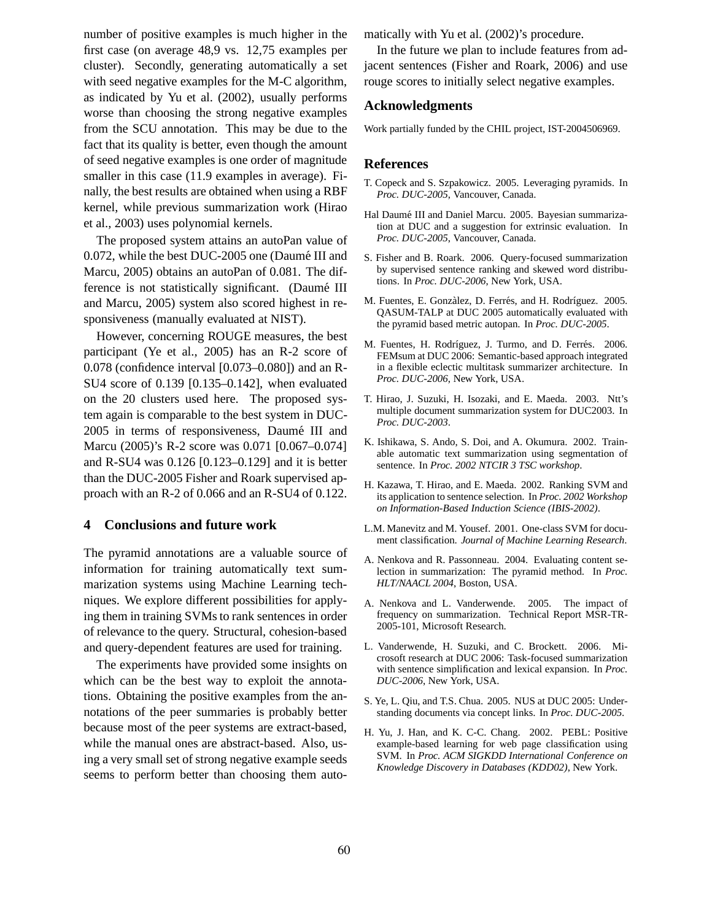number of positive examples is much higher in the first case (on average 48,9 vs. 12,75 examples per cluster). Secondly, generating automatically a set with seed negative examples for the M-C algorithm, as indicated by Yu et al. (2002), usually performs worse than choosing the strong negative examples from the SCU annotation. This may be due to the fact that its quality is better, even though the amount of seed negative examples is one order of magnitude smaller in this case (11.9 examples in average). Finally, the best results are obtained when using a RBF kernel, while previous summarization work (Hirao et al., 2003) uses polynomial kernels.

The proposed system attains an autoPan value of 0.072, while the best DUC-2005 one (Daumé III and Marcu, 2005) obtains an autoPan of 0.081. The difference is not statistically significant. (Daumé III and Marcu, 2005) system also scored highest in responsiveness (manually evaluated at NIST).

However, concerning ROUGE measures, the best participant (Ye et al., 2005) has an R-2 score of 0.078 (confidence interval [0.073–0.080]) and an R-SU4 score of 0.139 [0.135–0.142], when evaluated on the 20 clusters used here. The proposed system again is comparable to the best system in DUC-2005 in terms of responsiveness, Daumé III and Marcu (2005)'s R-2 score was 0.071 [0.067–0.074] and R-SU4 was 0.126 [0.123–0.129] and it is better than the DUC-2005 Fisher and Roark supervised approach with an R-2 of 0.066 and an R-SU4 of 0.122.

## 4 Conclusions and future work

The pyramid annotations are a valuable source of information for training automatically text summarization systems using Machine Learning techniques. We explore different possibilities for applying them in training SVMs to rank sentences in order of relevance to the query. Structural, cohesion-based and query-dependent features are used for training.

The experiments have provided some insights on which can be the best way to exploit the annotations. Obtaining the positive examples from the annotations of the peer summaries is probably better because most of the peer systems are extract-based, while the manual ones are abstract-based. Also, using a very small set of strong negative example seeds seems to perform better than choosing them automatically with Yu et al. (2002)'s procedure.

In the future we plan to include features from adjacent sentences (Fisher and Roark, 2006) and use rouge scores to initially select negative examples.

## Acknowledgments

Work partially funded by the CHIL project, IST-2004506969.

## References

T. Copeck and S. Szpakowicz. 2005. Leveraging pyramids. In *Proc. DUC-2005*, Vancouver, Canada.

Hal Daumé III and Daniel Marcu. 2005. Bayesian summarization at DUC and a suggestion for extrinsic evaluation. In *Proc. DUC-2005*, Vancouver, Canada.

S. Fisher and B. Roark. 2006. Query-focused summarization by supervised sentence ranking and skewed word distributions. In *Proc. DUC-2006*, New York, USA.

M. Fuentes, E. Gonzàlez, D. Ferrés, and H. Rodríguez. 2005. QASUM-TALP at DUC 2005 automatically evaluated with the pyramid based metric autopan. In *Proc. DUC-2005*.

M. Fuentes, H. Rodríguez, J. Turmo, and D. Ferrés. 2006. FEMsum at DUC 2006: Semantic-based approach integrated in a flexible eclectic multitask summarizer architecture. In *Proc. DUC-2006*, New York, USA.

T. Hirao, J. Suzuki, H. Isozaki, and E. Maeda. 2003. Ntt's multiple document summarization system for DUC2003. In *Proc. DUC-2003*.

K. Ishikawa, S. Ando, S. Doi, and A. Okumura. 2002. Trainable automatic text summarization using segmentation of sentence. In *Proc. 2002 NTCIR 3 TSC workshop*.

H. Kazawa, T. Hirao, and E. Maeda. 2002. Ranking SVM and its application to sentence selection. In *Proc. 2002 Workshop on Information-Based Induction Science (IBIS-2002)*.

L.M. Manevitz and M. Yousef. 2001. One-class SVM for document classification. *Journal of Machine Learning Research*.

A. Nenkova and R. Passonneau. 2004. Evaluating content selection in summarization: The pyramid method. In *Proc. HLT/NAACL 2004*, Boston, USA.

A. Nenkova and L. Vanderwende. 2005. The impact of frequency on summarization. Technical Report MSR-TR-2005-101, Microsoft Research.

L. Vanderwende, H. Suzuki, and C. Brockett. 2006. Microsoft research at DUC 2006: Task-focused summarization with sentence simplification and lexical expansion. In *Proc. DUC-2006*, New York, USA.

S. Ye, L. Qiu, and T.S. Chua. 2005. NUS at DUC 2005: Understanding documents via concept links. In *Proc. DUC-2005*.

H. Yu, J. Han, and K. C-C. Chang. 2002. PEBL: Positive example-based learning for web page classification using SVM. In *Proc. ACM SIGKDD International Conference on Knowledge Discovery in Databases (KDD02)*, New York.